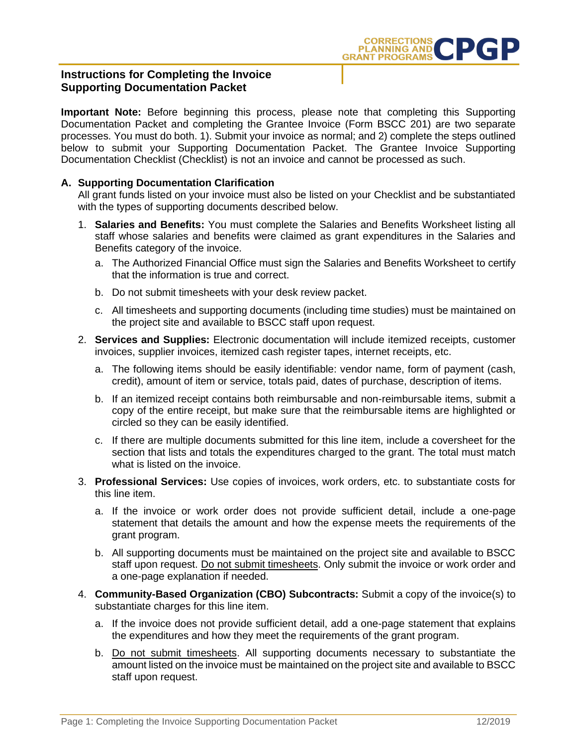# Instructions for Completing the Invoice Supporting Documentation Packet

**Important Note:** Before beginning this process, please note that completing this Supporting Documentation Packet and completing the Grantee Invoice (Form BSCC 201) are two separate processes. You must do both. 1). Submit your invoice as normal; and 2) complete the steps outlined below to submit your Supporting Documentation Packet. The Grantee Invoice Supporting Documentation Checklist (Checklist) is not an invoice and cannot be processed as such.

## A. Supporting Documentation Clarification

All grant funds listed on your invoice must also be listed on your Checklist and be substantiated with the types of supporting documents described below.

1. **Salaries and Benefits:** You must complete the Salaries and Benefits Worksheet listing all staff whose salaries and benefits were claimed as grant expenditures in the Salaries and Benefits category of the invoice.
   a. The Authorized Financial Office must sign the Salaries and Benefits Worksheet to certify that the information is true and correct.
   b. Do not submit timesheets with your desk review packet.
   c. All timesheets and supporting documents (including time studies) must be maintained on the project site and available to BSCC staff upon request.
2. **Services and Supplies:** Electronic documentation will include itemized receipts, customer invoices, supplier invoices, itemized cash register tapes, internet receipts, etc.
   a. The following items should be easily identifiable: vendor name, form of payment (cash, credit), amount of item or service, totals paid, dates of purchase, description of items.
   b. If an itemized receipt contains both reimbursable and non-reimbursable items, submit a copy of the entire receipt, but make sure that the reimbursable items are highlighted or circled so they can be easily identified.
   c. If there are multiple documents submitted for this line item, include a coversheet for the section that lists and totals the expenditures charged to the grant. The total must match what is listed on the invoice.
3. **Professional Services:** Use copies of invoices, work orders, etc. to substantiate costs for this line item.
   a. If the invoice or work order does not provide sufficient detail, include a one-page statement that details the amount and how the expense meets the requirements of the grant program.
   b. All supporting documents must be maintained on the project site and available to BSCC staff upon request. Do not submit timesheets. Only submit the invoice or work order and a one-page explanation if needed.
4. **Community-Based Organization (CBO) Subcontracts:** Submit a copy of the invoice(s) to substantiate charges for this line item.
   a. If the invoice does not provide sufficient detail, add a one-page statement that explains the expenditures and how they meet the requirements of the grant program.
   b. Do not submit timesheets. All supporting documents necessary to substantiate the amount listed on the invoice must be maintained on the project site and available to BSCC staff upon request.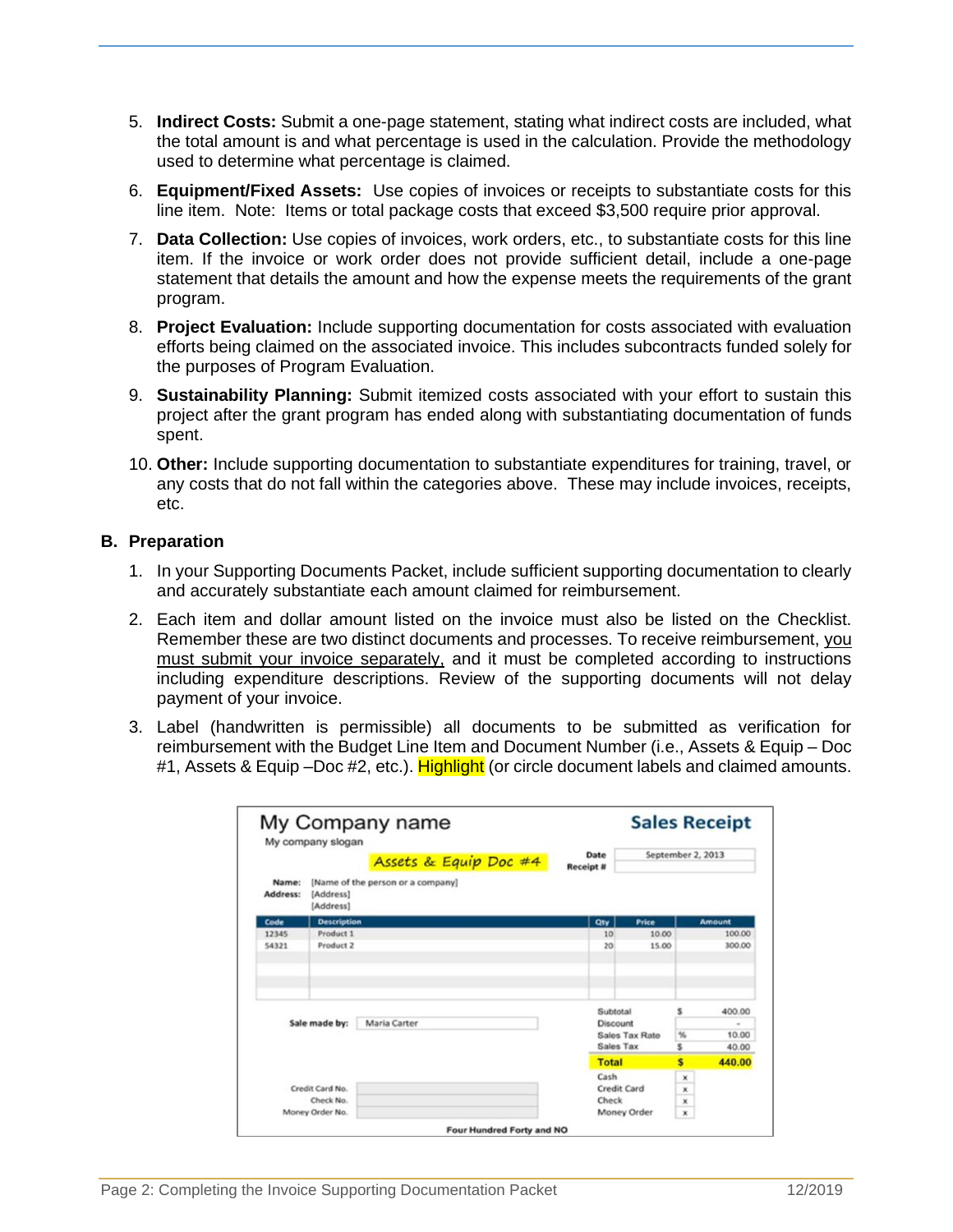5. **Indirect Costs:** Submit a one-page statement, stating what indirect costs are included, what the total amount is and what percentage is used in the calculation. Provide the methodology used to determine what percentage is claimed.
6. **Equipment/Fixed Assets:** Use copies of invoices or receipts to substantiate costs for this line item. Note: Items or total package costs that exceed $3,500 require prior approval.
7. **Data Collection:** Use copies of invoices, work orders, etc., to substantiate costs for this line item. If the invoice or work order does not provide sufficient detail, include a one-page statement that details the amount and how the expense meets the requirements of the grant program.
8. **Project Evaluation:** Include supporting documentation for costs associated with evaluation efforts being claimed on the associated invoice. This includes subcontracts funded solely for the purposes of Program Evaluation.
9. **Sustainability Planning:** Submit itemized costs associated with your effort to sustain this project after the grant program has ended along with substantiating documentation of funds spent.
10. **Other:** Include supporting documentation to substantiate expenditures for training, travel, or any costs that do not fall within the categories above. These may include invoices, receipts, etc.

## B. Preparation

1. In your Supporting Documents Packet, include sufficient supporting documentation to clearly and accurately substantiate each amount claimed for reimbursement.
2. Each item and dollar amount listed on the invoice must also be listed on the Checklist. Remember these are two distinct documents and processes. To receive reimbursement, you must submit your invoice separately, and it must be completed according to instructions including expenditure descriptions. Review of the supporting documents will not delay payment of your invoice.
3. Label (handwritten is permissible) all documents to be submitted as verification for reimbursement with the Budget Line Item and Document Number (i.e., Assets & Equip – Doc #1, Assets & Equip –Doc #2, etc.). Highlight (or circle document labels and claimed amounts.

**My Company name** — My company slogan — **Sales Receipt**

*Assets & Equip Doc #4*

Date: September 2, 2013
Receipt #:

Name: [Name of the person or a company]
Address: [Address] [Address]

| Code | Description | Qty | Price | Amount |
|---|---|---|---|---|
| 12345 | Product 1 | 10 | 10.00 | 100.00 |
| 54321 | Product 2 | 20 | 15.00 | 300.00 |

Sale made by: Maria Carter

| | | |
|---|---|---|
| Subtotal | $ | 400.00 |
| Discount | | - |
| Sales Tax Rate | % | 10.00 |
| Sales Tax | $ | 40.00 |
| **Total** | **$** | **440.00** |
| Cash | x | |
| Credit Card | x | |
| Check | x | |
| Money Order | x | |

Credit Card No.
Check No.
Money Order No.

Four Hundred Forty and NO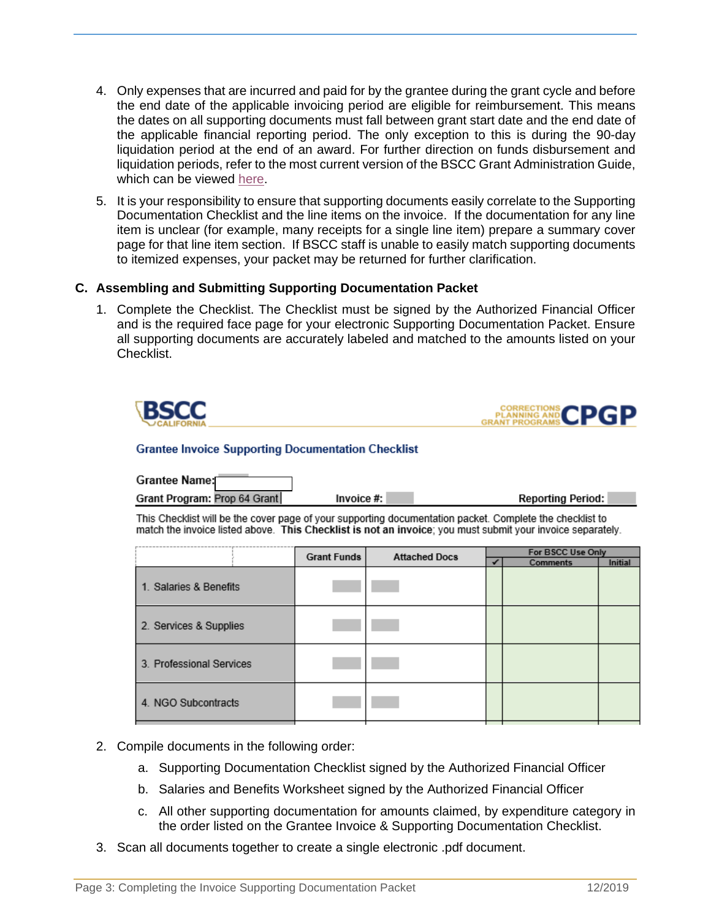4. Only expenses that are incurred and paid for by the grantee during the grant cycle and before the end date of the applicable invoicing period are eligible for reimbursement. This means the dates on all supporting documents must fall between grant start date and the end date of the applicable financial reporting period. The only exception to this is during the 90-day liquidation period at the end of an award. For further direction on funds disbursement and liquidation periods, refer to the most current version of the BSCC Grant Administration Guide, which can be viewed here.

5. It is your responsibility to ensure that supporting documents easily correlate to the Supporting Documentation Checklist and the line items on the invoice. If the documentation for any line item is unclear (for example, many receipts for a single line item) prepare a summary cover page for that line item section. If BSCC staff is unable to easily match supporting documents to itemized expenses, your packet may be returned for further clarification.

### C. Assembling and Submitting Supporting Documentation Packet

1. Complete the Checklist. The Checklist must be signed by the Authorized Financial Officer and is the required face page for your electronic Supporting Documentation Packet. Ensure all supporting documents are accurately labeled and matched to the amounts listed on your Checklist.

BSCC CALIFORNIA — CORRECTIONS PLANNING AND GRANT PROGRAMS CPGP

**Grantee Invoice Supporting Documentation Checklist**

**Grantee Name:**

**Grant Program:** Prop 64 Grant **Invoice #:** **Reporting Period:**

This Checklist will be the cover page of your supporting documentation packet. Complete the checklist to match the invoice listed above. **This Checklist is not an invoice**; you must submit your invoice separately.

| | Grant Funds | Attached Docs | For BSCC Use Only | | |
|---|---|---|---|---|---|
| | | | ✔ | Comments | Initial |
| 1. Salaries & Benefits | | | | | |
| 2. Services & Supplies | | | | | |
| 3. Professional Services | | | | | |
| 4. NGO Subcontracts | | | | | |

2. Compile documents in the following order:
    a. Supporting Documentation Checklist signed by the Authorized Financial Officer
    b. Salaries and Benefits Worksheet signed by the Authorized Financial Officer
    c. All other supporting documentation for amounts claimed, by expenditure category in the order listed on the Grantee Invoice & Supporting Documentation Checklist.

3. Scan all documents together to create a single electronic .pdf document.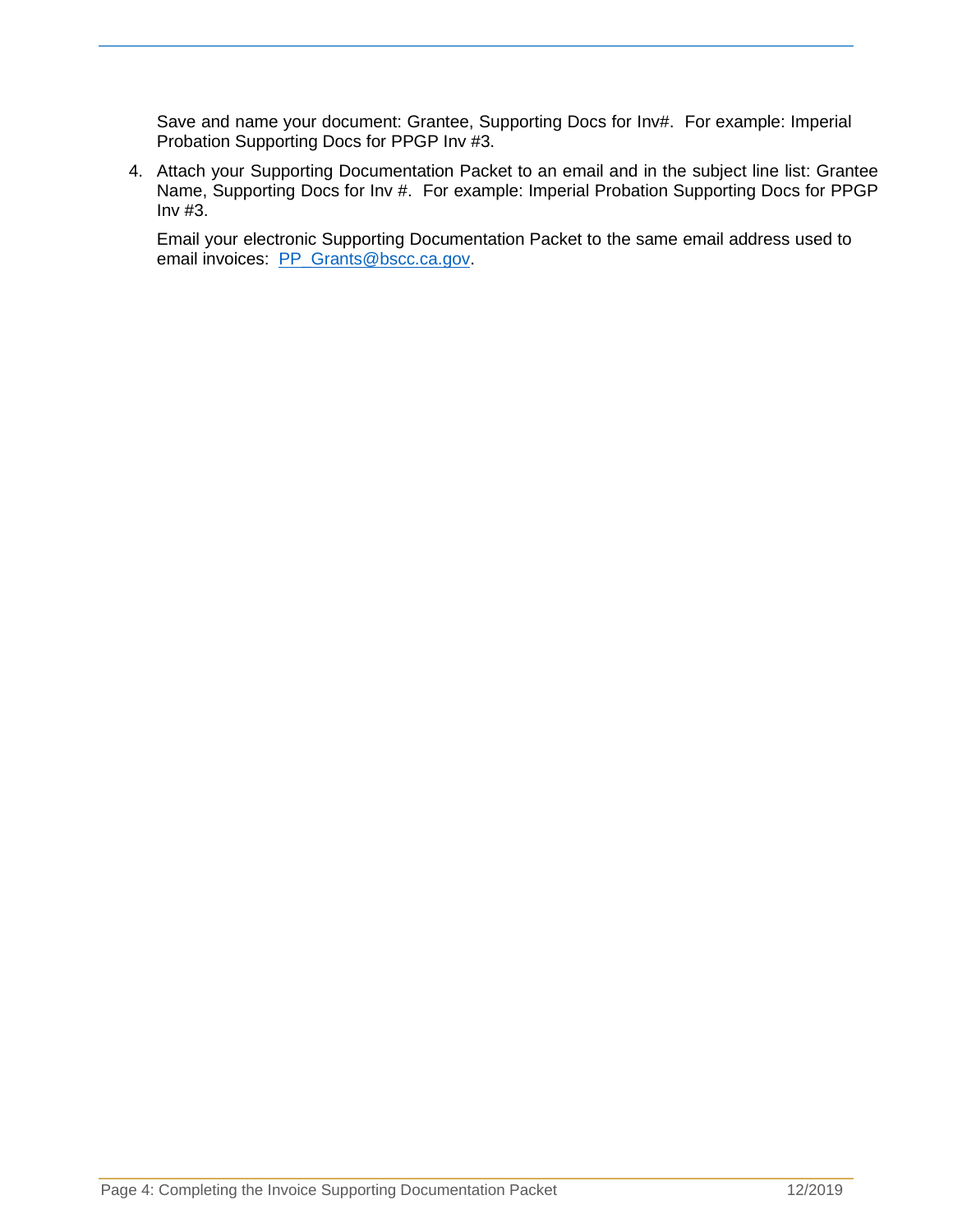Save and name your document: Grantee, Supporting Docs for Inv#. For example: Imperial Probation Supporting Docs for PPGP Inv #3.

4. Attach your Supporting Documentation Packet to an email and in the subject line list: Grantee Name, Supporting Docs for Inv #. For example: Imperial Probation Supporting Docs for PPGP Inv #3.

   Email your electronic Supporting Documentation Packet to the same email address used to email invoices: PP_Grants@bscc.ca.gov.